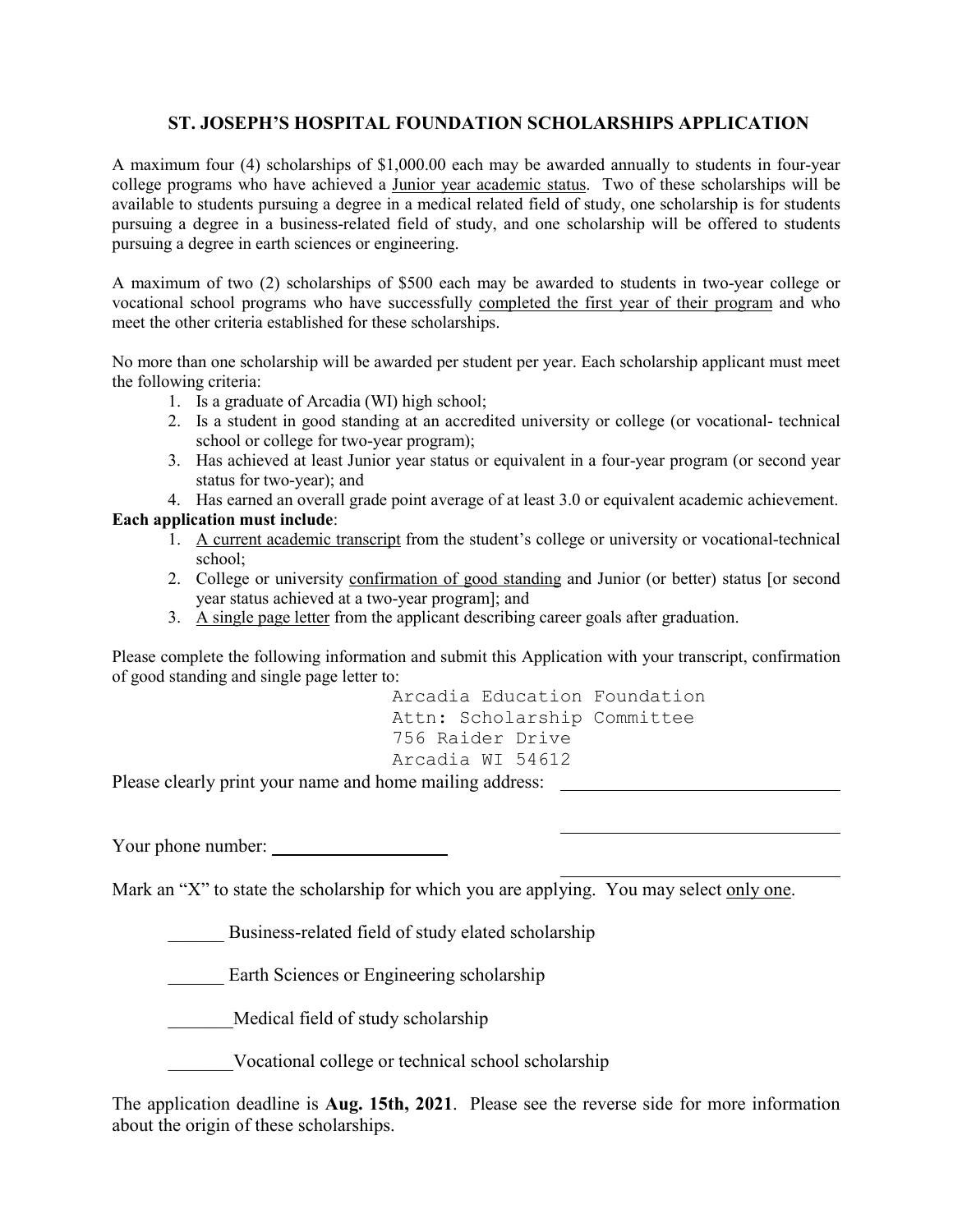## ST. JOSEPH'S HOSPITAL FOUNDATION SCHOLARSHIPS APPLICATION

A maximum four (4) scholarships of $1,000.00 each may be awarded annually to students in four-year college programs who have achieved a <u>Junior year academic status</u>. Two of these scholarships will be available to students pursuing a degree in a medical related field of study, one scholarship is for students pursuing a degree in a business-related field of study, and one scholarship will be offered to students pursuing a degree in earth sciences or engineering.

A maximum of two (2) scholarships of $500 each may be awarded to students in two-year college or vocational school programs who have successfully <u>completed the first year of their program</u> and who meet the other criteria established for these scholarships.

No more than one scholarship will be awarded per student per year. Each scholarship applicant must meet the following criteria:

1. Is a graduate of Arcadia (WI) high school;
2. Is a student in good standing at an accredited university or college (or vocational- technical school or college for two-year program);
3. Has achieved at least Junior year status or equivalent in a four-year program (or second year status for two-year); and
4. Has earned an overall grade point average of at least 3.0 or equivalent academic achievement.

**Each application must include**:

1. <u>A current academic transcript</u> from the student's college or university or vocational-technical school;
2. College or university <u>confirmation of good standing</u> and Junior (or better) status [or second year status achieved at a two-year program]; and
3. <u>A single page letter</u> from the applicant describing career goals after graduation.

Please complete the following information and submit this Application with your transcript, confirmation of good standing and single page letter to:

```
Arcadia Education Foundation
Attn: Scholarship Committee
756 Raider Drive
Arcadia WI 54612
```

Please clearly print your name and home mailing address: ______________________________

______________________________

Your phone number: ____________________

______________________________

Mark an "X" to state the scholarship for which you are applying. You may select <u>only one</u>.

______ Business-related field of study elated scholarship

______ Earth Sciences or Engineering scholarship

_______Medical field of study scholarship

_______Vocational college or technical school scholarship

The application deadline is **Aug. 15th, 2021**. Please see the reverse side for more information about the origin of these scholarships.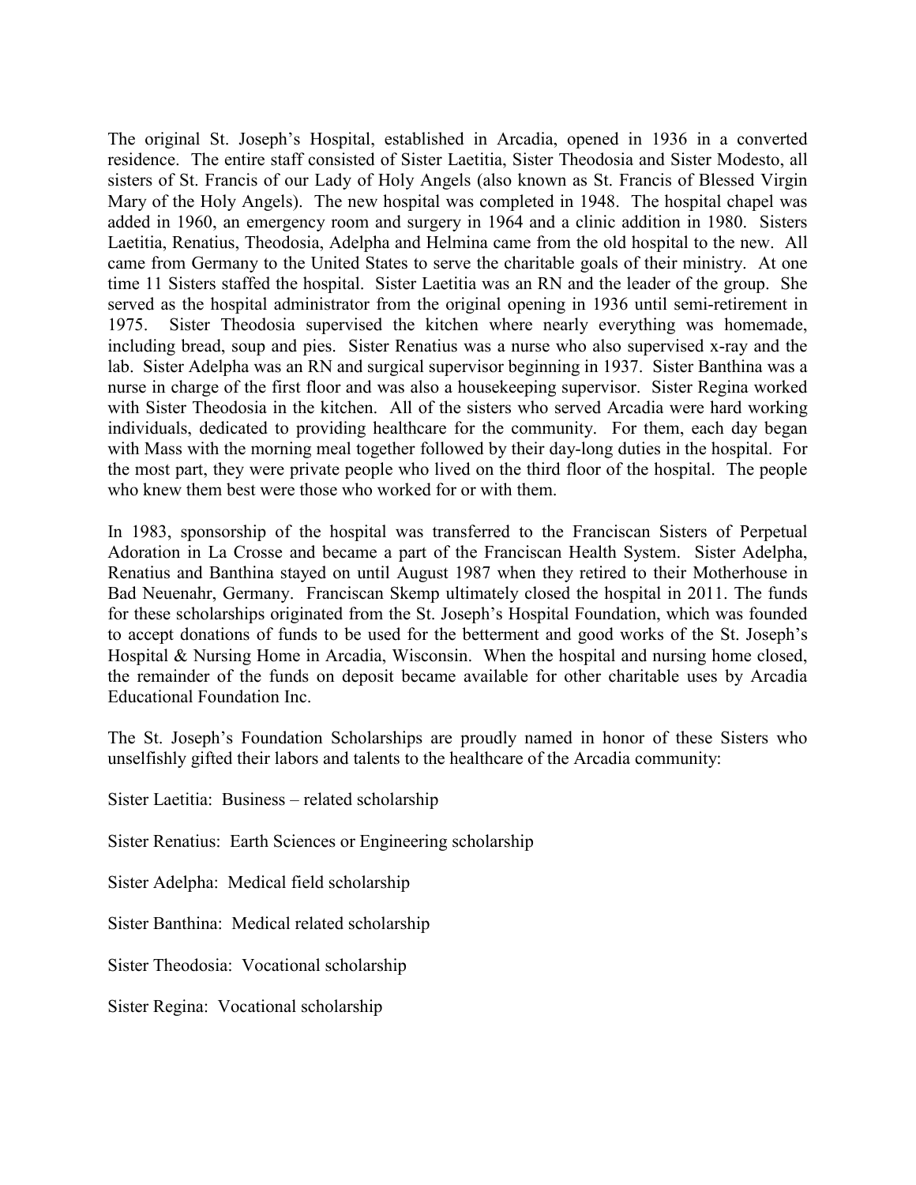The original St. Joseph's Hospital, established in Arcadia, opened in 1936 in a converted residence. The entire staff consisted of Sister Laetitia, Sister Theodosia and Sister Modesto, all sisters of St. Francis of our Lady of Holy Angels (also known as St. Francis of Blessed Virgin Mary of the Holy Angels). The new hospital was completed in 1948. The hospital chapel was added in 1960, an emergency room and surgery in 1964 and a clinic addition in 1980. Sisters Laetitia, Renatius, Theodosia, Adelpha and Helmina came from the old hospital to the new. All came from Germany to the United States to serve the charitable goals of their ministry. At one time 11 Sisters staffed the hospital. Sister Laetitia was an RN and the leader of the group. She served as the hospital administrator from the original opening in 1936 until semi-retirement in 1975. Sister Theodosia supervised the kitchen where nearly everything was homemade, including bread, soup and pies. Sister Renatius was a nurse who also supervised x-ray and the lab. Sister Adelpha was an RN and surgical supervisor beginning in 1937. Sister Banthina was a nurse in charge of the first floor and was also a housekeeping supervisor. Sister Regina worked with Sister Theodosia in the kitchen. All of the sisters who served Arcadia were hard working individuals, dedicated to providing healthcare for the community. For them, each day began with Mass with the morning meal together followed by their day-long duties in the hospital. For the most part, they were private people who lived on the third floor of the hospital. The people who knew them best were those who worked for or with them.

In 1983, sponsorship of the hospital was transferred to the Franciscan Sisters of Perpetual Adoration in La Crosse and became a part of the Franciscan Health System. Sister Adelpha, Renatius and Banthina stayed on until August 1987 when they retired to their Motherhouse in Bad Neuenahr, Germany. Franciscan Skemp ultimately closed the hospital in 2011. The funds for these scholarships originated from the St. Joseph's Hospital Foundation, which was founded to accept donations of funds to be used for the betterment and good works of the St. Joseph's Hospital & Nursing Home in Arcadia, Wisconsin. When the hospital and nursing home closed, the remainder of the funds on deposit became available for other charitable uses by Arcadia Educational Foundation Inc.

The St. Joseph's Foundation Scholarships are proudly named in honor of these Sisters who unselfishly gifted their labors and talents to the healthcare of the Arcadia community:

Sister Laetitia: Business – related scholarship

Sister Renatius: Earth Sciences or Engineering scholarship

Sister Adelpha: Medical field scholarship

Sister Banthina: Medical related scholarship

Sister Theodosia: Vocational scholarship

Sister Regina: Vocational scholarship